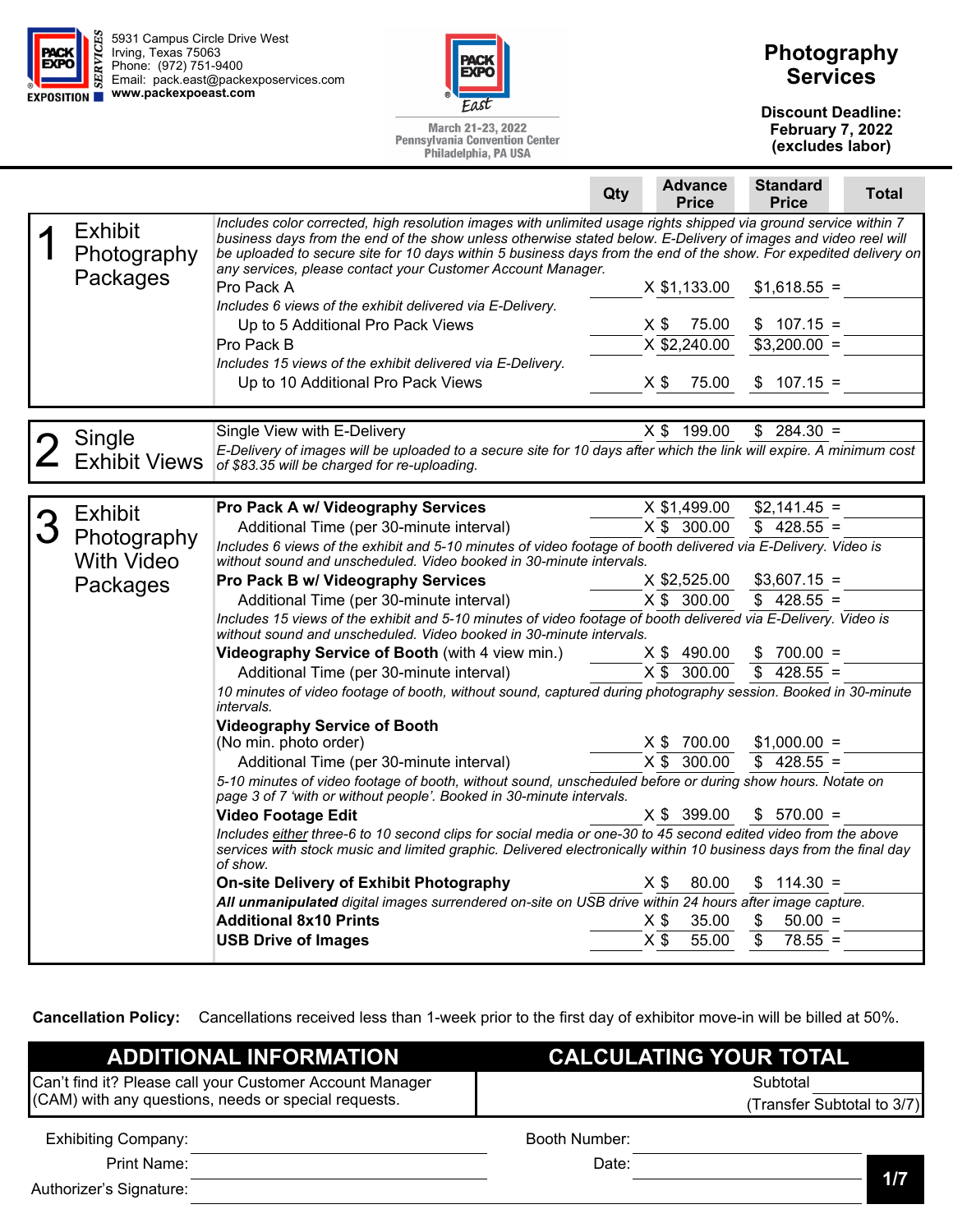5931 Campus Circle Drive West
Irving, Texas 75063
Phone: (972) 751-9400
Email: pack.east@packexposervices.com
www.packexpoeast.com

PACK EXPO East
March 21-23, 2022
Pennsylvania Convention Center
Philadelphia, PA USA

# Photography Services

**Discount Deadline: February 7, 2022 (excludes labor)**

| Section | Item | Qty | Advance Price | Standard Price | Total |
|---|---|---|---|---|---|
| **1 Exhibit Photography Packages** | *Includes color corrected, high resolution images with unlimited usage rights shipped via ground service within 7 business days from the end of the show unless otherwise stated below. E-Delivery of images and video reel will be uploaded to secure site for 10 days within 5 business days from the end of the show. For expedited delivery on any services, please contact your Customer Account Manager.* | | | | |
| | Pro Pack A | | X $1,133.00 | $1,618.55 = | |
| | *Includes 6 views of the exhibit delivered via E-Delivery.* | | | | |
| | Up to 5 Additional Pro Pack Views | | X $ 75.00 | $ 107.15 = | |
| | Pro Pack B | | X $2,240.00 | $3,200.00 = | |
| | *Includes 15 views of the exhibit delivered via E-Delivery.* | | | | |
| | Up to 10 Additional Pro Pack Views | | X $ 75.00 | $ 107.15 = | |
| **2 Single Exhibit Views** | Single View with E-Delivery | | X $ 199.00 | $ 284.30 = | |
| | *E-Delivery of images will be uploaded to a secure site for 10 days after which the link will expire. A minimum cost of $83.35 will be charged for re-uploading.* | | | | |
| **3 Exhibit Photography With Video Packages** | **Pro Pack A w/ Videography Services** | | X $1,499.00 | $2,141.45 = | |
| | Additional Time (per 30-minute interval) | | X $ 300.00 | $ 428.55 = | |
| | *Includes 6 views of the exhibit and 5-10 minutes of video footage of booth delivered via E-Delivery. Video is without sound and unscheduled. Video booked in 30-minute intervals.* | | | | |
| | **Pro Pack B w/ Videography Services** | | X $2,525.00 | $3,607.15 = | |
| | Additional Time (per 30-minute interval) | | X $ 300.00 | $ 428.55 = | |
| | *Includes 15 views of the exhibit and 5-10 minutes of video footage of booth delivered via E-Delivery. Video is without sound and unscheduled. Video booked in 30-minute intervals.* | | | | |
| | **Videography Service of Booth** (with 4 view min.) | | X $ 490.00 | $ 700.00 = | |
| | Additional Time (per 30-minute interval) | | X $ 300.00 | $ 428.55 = | |
| | *10 minutes of video footage of booth, without sound, captured during photography session. Booked in 30-minute intervals.* | | | | |
| | **Videography Service of Booth** (No min. photo order) | | X $ 700.00 | $1,000.00 = | |
| | Additional Time (per 30-minute interval) | | X $ 300.00 | $ 428.55 = | |
| | *5-10 minutes of video footage of booth, without sound, unscheduled before or during show hours. Notate on page 3 of 7 'with or without people'. Booked in 30-minute intervals.* | | | | |
| | **Video Footage Edit** | | X $ 399.00 | $ 570.00 = | |
| | *Includes either three-6 to 10 second clips for social media or one-30 to 45 second edited video from the above services with stock music and limited graphic. Delivered electronically within 10 business days from the final day of show.* | | | | |
| | **On-site Delivery of Exhibit Photography** | | X $ 80.00 | $ 114.30 = | |
| | ***All unmanipulated** digital images surrendered on-site on USB drive within 24 hours after image capture.* | | | | |
| | **Additional 8x10 Prints** | | X $ 35.00 | $ 50.00 = | |
| | **USB Drive of Images** | | X $ 55.00 | $ 78.55 = | |

**Cancellation Policy:** Cancellations received less than 1-week prior to the first day of exhibitor move-in will be billed at 50%.

| ADDITIONAL INFORMATION | CALCULATING YOUR TOTAL | |
|---|---|---|
| Can't find it? Please call your Customer Account Manager (CAM) with any questions, needs or special requests. | Subtotal | |
| | (Transfer Subtotal to 3/7) | |

Exhibiting Company: ______________________ Booth Number: ______________________

Print Name: ______________________ Date: ______________________

Authorizer's Signature: ______________________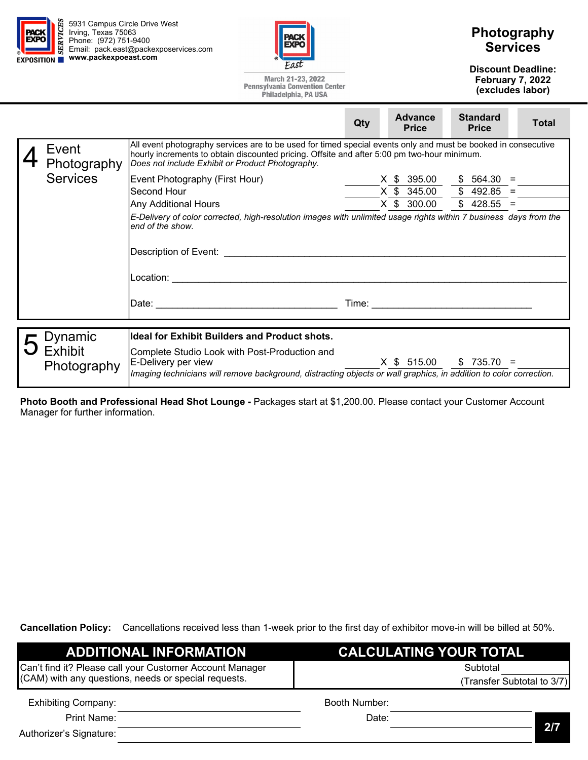PACK EXPO SERVICES
5931 Campus Circle Drive West
Irving, Texas 75063
Phone: (972) 751-9400
Email: pack.east@packexposervices.com
www.packexpoeast.com

PACK EXPO East
March 21-23, 2022
Pennsylvania Convention Center
Philadelphia, PA USA

# Photography Services

**Discount Deadline: February 7, 2022 (excludes labor)**

## 4 Event Photography Services

All event photography services are to be used for timed special events only and must be booked in consecutive hourly increments to obtain discounted pricing. Offsite and after 5:00 pm two-hour minimum.
*Does not include Exhibit or Product Photography.*

| Item | Qty | Advance Price | Standard Price | Total |
|---|---|---|---|---|
| Event Photography (First Hour) | ______ X | $ 395.00 | $ 564.30 = | ______ |
| Second Hour | ______ X | $ 345.00 | $ 492.85 = | ______ |
| Any Additional Hours | ______ X | $ 300.00 | $ 428.55 = | ______ |

*E-Delivery of color corrected, high-resolution images with unlimited usage rights within 7 business days from the end of the show.*

Description of Event: ____________________

Location: ____________________

Date: ____________________ Time: ____________________

## 5 Dynamic Exhibit Photography

**Ideal for Exhibit Builders and Product shots.**

| Item | Qty | Advance Price | Standard Price | Total |
|---|---|---|---|---|
| Complete Studio Look with Post-Production and E-Delivery per view | ______ X | $ 515.00 | $ 735.70 = | ______ |

*Imaging technicians will remove background, distracting objects or wall graphics, in addition to color correction.*

**Photo Booth and Professional Head Shot Lounge -** Packages start at $1,200.00. Please contact your Customer Account Manager for further information.

**Cancellation Policy:** Cancellations received less than 1-week prior to the first day of exhibitor move-in will be billed at 50%.

## ADDITIONAL INFORMATION

Can't find it? Please call your Customer Account Manager (CAM) with any questions, needs or special requests.

## CALCULATING YOUR TOTAL

Subtotal ______
(Transfer Subtotal to 3/7)

Exhibiting Company: ____________________ Booth Number: ____________________

Print Name: ____________________ Date: ____________________

Authorizer's Signature: ____________________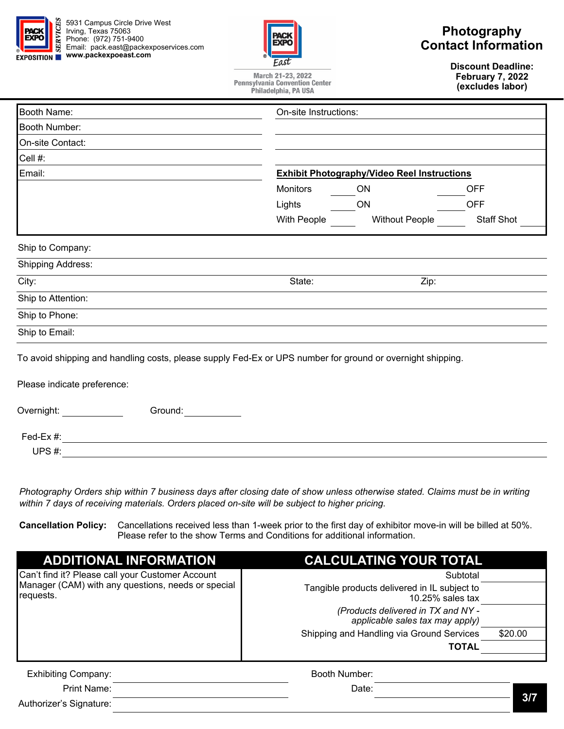PACK EXPO SERVICES
EXPOSITION

5931 Campus Circle Drive West
Irving, Texas 75063
Phone: (972) 751-9400
Email: pack.east@packexposervices.com
**www.packexpoeast.com**

PACK EXPO East
March 21-23, 2022
Pennsylvania Convention Center
Philadelphia, PA USA

# Photography Contact Information

**Discount Deadline:**
**February 7, 2022**
**(excludes labor)**

Booth Name:

Booth Number:

On-site Contact:

Cell #:

Email:

On-site Instructions:

**Exhibit Photography/Video Reel Instructions**

Monitors ______ ON ______ OFF

Lights ______ ON ______ OFF

With People ______ Without People ______ Staff Shot ______

Ship to Company:

Shipping Address:

City: State: Zip:

Ship to Attention:

Ship to Phone:

Ship to Email:

To avoid shipping and handling costs, please supply Fed-Ex or UPS number for ground or overnight shipping.

Please indicate preference:

Overnight: ____________ Ground: ____________

Fed-Ex #: ____________

UPS #: ____________

*Photography Orders ship within 7 business days after closing date of show unless otherwise stated. Claims must be in writing within 7 days of receiving materials. Orders placed on-site will be subject to higher pricing.*

**Cancellation Policy:** Cancellations received less than 1-week prior to the first day of exhibitor move-in will be billed at 50%. Please refer to the show Terms and Conditions for additional information.

## ADDITIONAL INFORMATION

Can't find it? Please call your Customer Account Manager (CAM) with any questions, needs or special requests.

## CALCULATING YOUR TOTAL

| | |
|---|---|
| Subtotal | |
| Tangible products delivered in IL subject to 10.25% sales tax | |
| *(Products delivered in TX and NY - applicable sales tax may apply)* | |
| Shipping and Handling via Ground Services | $20.00 |
| **TOTAL** | |

Exhibiting Company: ____________ Booth Number: ____________

Print Name: ____________ Date: ____________

Authorizer's Signature: ____________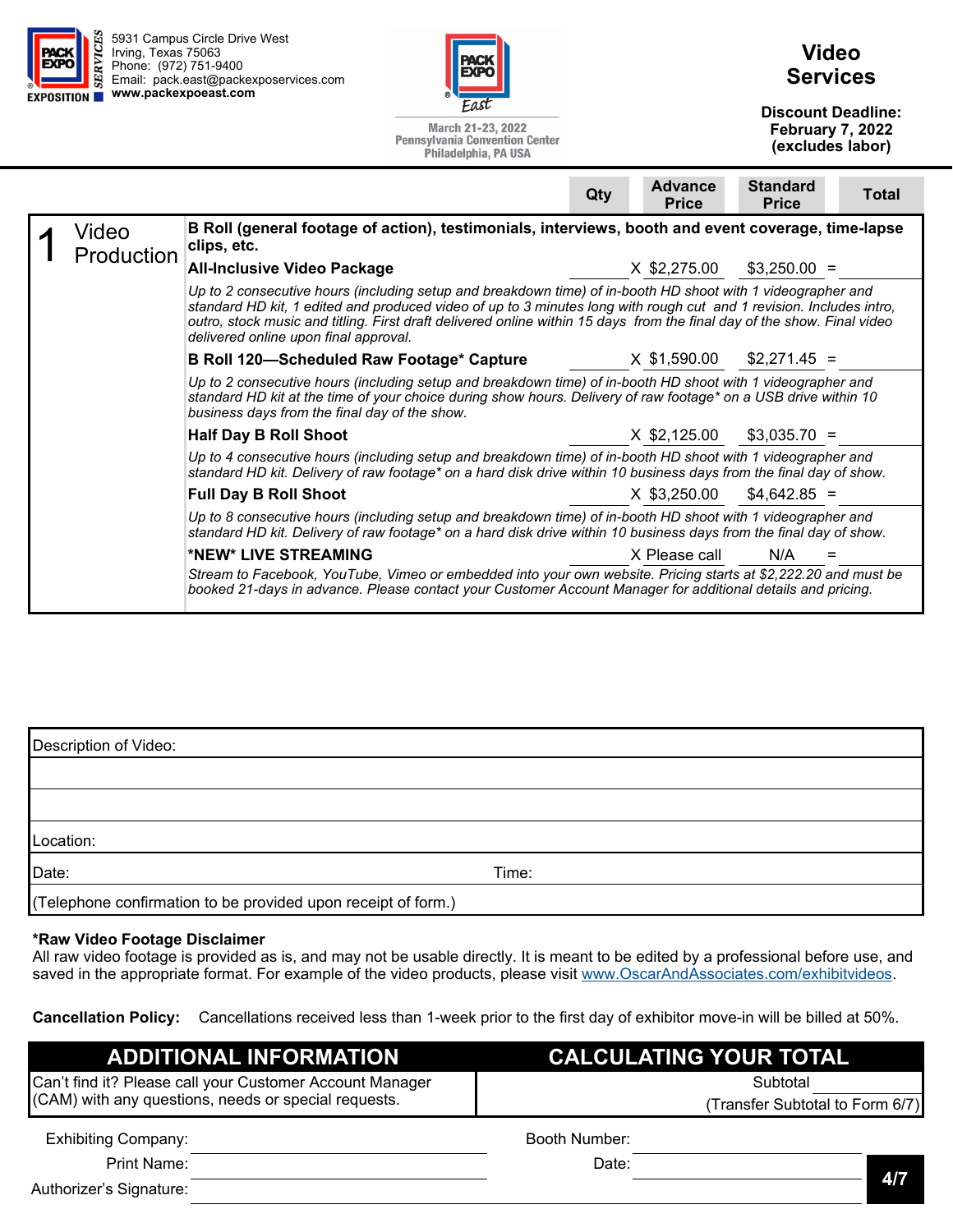5931 Campus Circle Drive West
Irving, Texas 75063
Phone: (972) 751-9400
Email: pack.east@packexposervices.com
**www.packexpoeast.com**

March 21-23, 2022
Pennsylvania Convention Center
Philadelphia, PA USA

# Video Services

**Discount Deadline:**
**February 7, 2022**
**(excludes labor)**

## 1 Video Production

**B Roll (general footage of action), testimonials, interviews, booth and event coverage, time-lapse clips, etc.**

| Item | Qty | Advance Price | Standard Price | Total |
|---|---|---|---|---|
| **All-Inclusive Video Package** | | X $2,275.00 | $3,250.00 = | |
| *Up to 2 consecutive hours (including setup and breakdown time) of in-booth HD shoot with 1 videographer and standard HD kit, 1 edited and produced video of up to 3 minutes long with rough cut and 1 revision. Includes intro, outro, stock music and titling. First draft delivered online within 15 days from the final day of the show. Final video delivered online upon final approval.* | | | | |
| **B Roll 120—Scheduled Raw Footage* Capture** | | X $1,590.00 | $2,271.45 = | |
| *Up to 2 consecutive hours (including setup and breakdown time) of in-booth HD shoot with 1 videographer and standard HD kit at the time of your choice during show hours. Delivery of raw footage* on a USB drive within 10 business days from the final day of the show.* | | | | |
| **Half Day B Roll Shoot** | | X $2,125.00 | $3,035.70 = | |
| *Up to 4 consecutive hours (including setup and breakdown time) of in-booth HD shoot with 1 videographer and standard HD kit. Delivery of raw footage* on a hard disk drive within 10 business days from the final day of show.* | | | | |
| **Full Day B Roll Shoot** | | X $3,250.00 | $4,642.85 = | |
| *Up to 8 consecutive hours (including setup and breakdown time) of in-booth HD shoot with 1 videographer and standard HD kit. Delivery of raw footage* on a hard disk drive within 10 business days from the final day of show.* | | | | |
| ***NEW* LIVE STREAMING** | | X Please call | N/A = | |
| *Stream to Facebook, YouTube, Vimeo or embedded into your own website. Pricing starts at $2,222.20 and must be booked 21-days in advance. Please contact your Customer Account Manager for additional details and pricing.* | | | | |

Description of Video:

Location:

Date: Time:

(Telephone confirmation to be provided upon receipt of form.)

**\*Raw Video Footage Disclaimer**
All raw video footage is provided as is, and may not be usable directly. It is meant to be edited by a professional before use, and saved in the appropriate format. For example of the video products, please visit www.OscarAndAssociates.com/exhibitvideos.

**Cancellation Policy:** Cancellations received less than 1-week prior to the first day of exhibitor move-in will be billed at 50%.

| ADDITIONAL INFORMATION | CALCULATING YOUR TOTAL |
|---|---|
| Can't find it? Please call your Customer Account Manager (CAM) with any questions, needs or special requests. | Subtotal ______ (Transfer Subtotal to Form 6/7) |

Exhibiting Company: ______________ Booth Number: ______________

Print Name: ______________ Date: ______________

Authorizer's Signature: ______________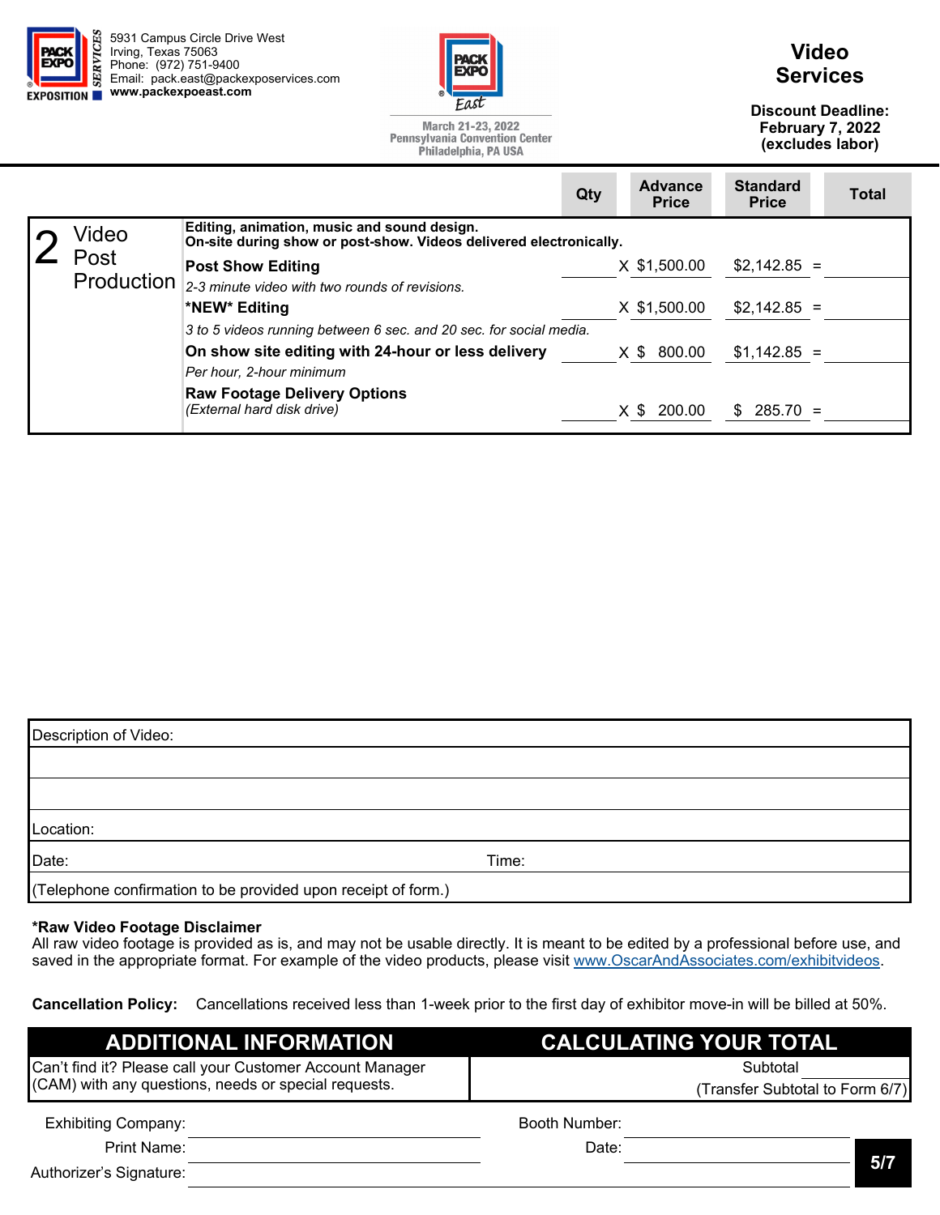5931 Campus Circle Drive West
Irving, Texas 75063
Phone: (972) 751-9400
Email: pack.east@packexposervices.com
**www.packexpoeast.com**

March 21-23, 2022
Pennsylvania Convention Center
Philadelphia, PA USA

# Video Services

**Discount Deadline: February 7, 2022 (excludes labor)**

| | | Qty | Advance Price | Standard Price | Total |
|---|---|---|---|---|---|
| 2 Video Post Production | **Editing, animation, music and sound design. On-site during show or post-show. Videos delivered electronically.** | | | | |
| | **Post Show Editing** *2-3 minute video with two rounds of revisions.* | | X $1,500.00 | $2,142.85 = | |
| | ***NEW* Editing** *3 to 5 videos running between 6 sec. and 20 sec. for social media.* | | X $1,500.00 | $2,142.85 = | |
| | **On show site editing with 24-hour or less delivery** *Per hour, 2-hour minimum* | | X $ 800.00 | $1,142.85 = | |
| | **Raw Footage Delivery Options** *(External hard disk drive)* | | X $ 200.00 | $ 285.70 = | |

Description of Video:

Location:

Date: Time:

(Telephone confirmation to be provided upon receipt of form.)

***Raw Video Footage Disclaimer**
All raw video footage is provided as is, and may not be usable directly. It is meant to be edited by a professional before use, and saved in the appropriate format. For example of the video products, please visit www.OscarAndAssociates.com/exhibitvideos.

**Cancellation Policy:** Cancellations received less than 1-week prior to the first day of exhibitor move-in will be billed at 50%.

| ADDITIONAL INFORMATION | CALCULATING YOUR TOTAL |
|---|---|
| Can't find it? Please call your Customer Account Manager (CAM) with any questions, needs or special requests. | Subtotal (Transfer Subtotal to Form 6/7) |

Exhibiting Company: Booth Number:

Print Name: Date:

Authorizer's Signature: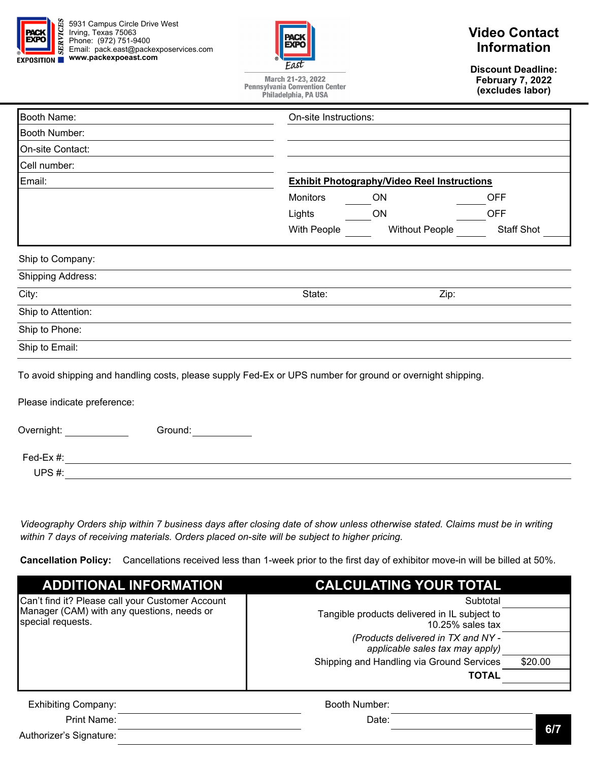5931 Campus Circle Drive West
Irving, Texas 75063
Phone: (972) 751-9400
Email: pack.east@packexposervices.com
**www.packexpoeast.com**

March 21-23, 2022
Pennsylvania Convention Center
Philadelphia, PA USA

# Video Contact Information

**Discount Deadline:**
**February 7, 2022**
**(excludes labor)**

| | |
|---|---|
| Booth Name: | On-site Instructions: |
| Booth Number: | |
| On-site Contact: | |
| Cell number: | |
| Email: | **Exhibit Photography/Video Reel Instructions** |
| | Monitors ______ ON ______ OFF |
| | Lights ______ ON ______ OFF |
| | With People ______ Without People ______ Staff Shot ______ |

Ship to Company:

Shipping Address:

City: State: Zip:

Ship to Attention:

Ship to Phone:

Ship to Email:

To avoid shipping and handling costs, please supply Fed-Ex or UPS number for ground or overnight shipping.

Please indicate preference:

Overnight: ____________ Ground: ____________

Fed-Ex #: ____________

UPS #: ____________

*Videography Orders ship within 7 business days after closing date of show unless otherwise stated. Claims must be in writing within 7 days of receiving materials. Orders placed on-site will be subject to higher pricing.*

**Cancellation Policy:** Cancellations received less than 1-week prior to the first day of exhibitor move-in will be billed at 50%.

## ADDITIONAL INFORMATION

Can't find it? Please call your Customer Account Manager (CAM) with any questions, needs or special requests.

## CALCULATING YOUR TOTAL

| | |
|---|---|
| Subtotal | |
| Tangible products delivered in IL subject to 10.25% sales tax | |
| *(Products delivered in TX and NY - applicable sales tax may apply)* | |
| Shipping and Handling via Ground Services | $20.00 |
| **TOTAL** | |

Exhibiting Company: ____________ Booth Number: ____________

Print Name: ____________ Date: ____________

Authorizer's Signature: ____________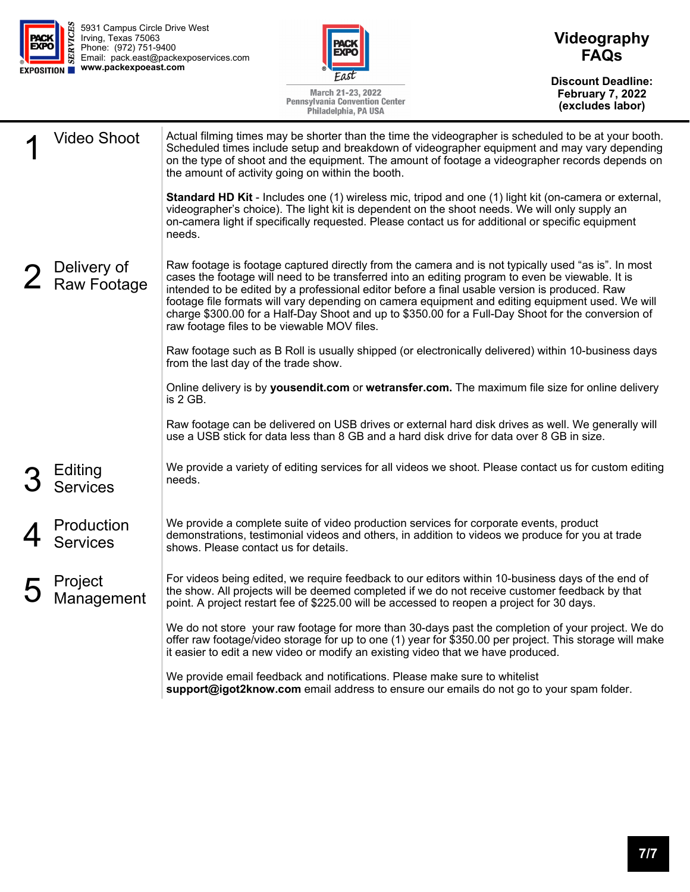5931 Campus Circle Drive West
Irving, Texas 75063
Phone: (972) 751-9400
Email: pack.east@packexposervices.com
**www.packexpoeast.com**

March 21-23, 2022
Pennsylvania Convention Center
Philadelphia, PA USA

# Videography FAQs

**Discount Deadline: February 7, 2022 (excludes labor)**

## 1 Video Shoot

Actual filming times may be shorter than the time the videographer is scheduled to be at your booth. Scheduled times include setup and breakdown of videographer equipment and may vary depending on the type of shoot and the equipment. The amount of footage a videographer records depends on the amount of activity going on within the booth.

**Standard HD Kit** - Includes one (1) wireless mic, tripod and one (1) light kit (on-camera or external, videographer's choice). The light kit is dependent on the shoot needs. We will only supply an on-camera light if specifically requested. Please contact us for additional or specific equipment needs.

## 2 Delivery of Raw Footage

Raw footage is footage captured directly from the camera and is not typically used "as is". In most cases the footage will need to be transferred into an editing program to even be viewable. It is intended to be edited by a professional editor before a final usable version is produced. Raw footage file formats will vary depending on camera equipment and editing equipment used. We will charge $300.00 for a Half-Day Shoot and up to $350.00 for a Full-Day Shoot for the conversion of raw footage files to be viewable MOV files.

Raw footage such as B Roll is usually shipped (or electronically delivered) within 10-business days from the last day of the trade show.

Online delivery is by **yousendit.com** or **wetransfer.com.** The maximum file size for online delivery is 2 GB.

Raw footage can be delivered on USB drives or external hard disk drives as well. We generally will use a USB stick for data less than 8 GB and a hard disk drive for data over 8 GB in size.

## 3 Editing Services

We provide a variety of editing services for all videos we shoot. Please contact us for custom editing needs.

## 4 Production Services

We provide a complete suite of video production services for corporate events, product demonstrations, testimonial videos and others, in addition to videos we produce for you at trade shows. Please contact us for details.

## 5 Project Management

For videos being edited, we require feedback to our editors within 10-business days of the end of the show. All projects will be deemed completed if we do not receive customer feedback by that point. A project restart fee of $225.00 will be accessed to reopen a project for 30 days.

We do not store your raw footage for more than 30-days past the completion of your project. We do offer raw footage/video storage for up to one (1) year for $350.00 per project. This storage will make it easier to edit a new video or modify an existing video that we have produced.

We provide email feedback and notifications. Please make sure to whitelist **support@igot2know.com** email address to ensure our emails do not go to your spam folder.